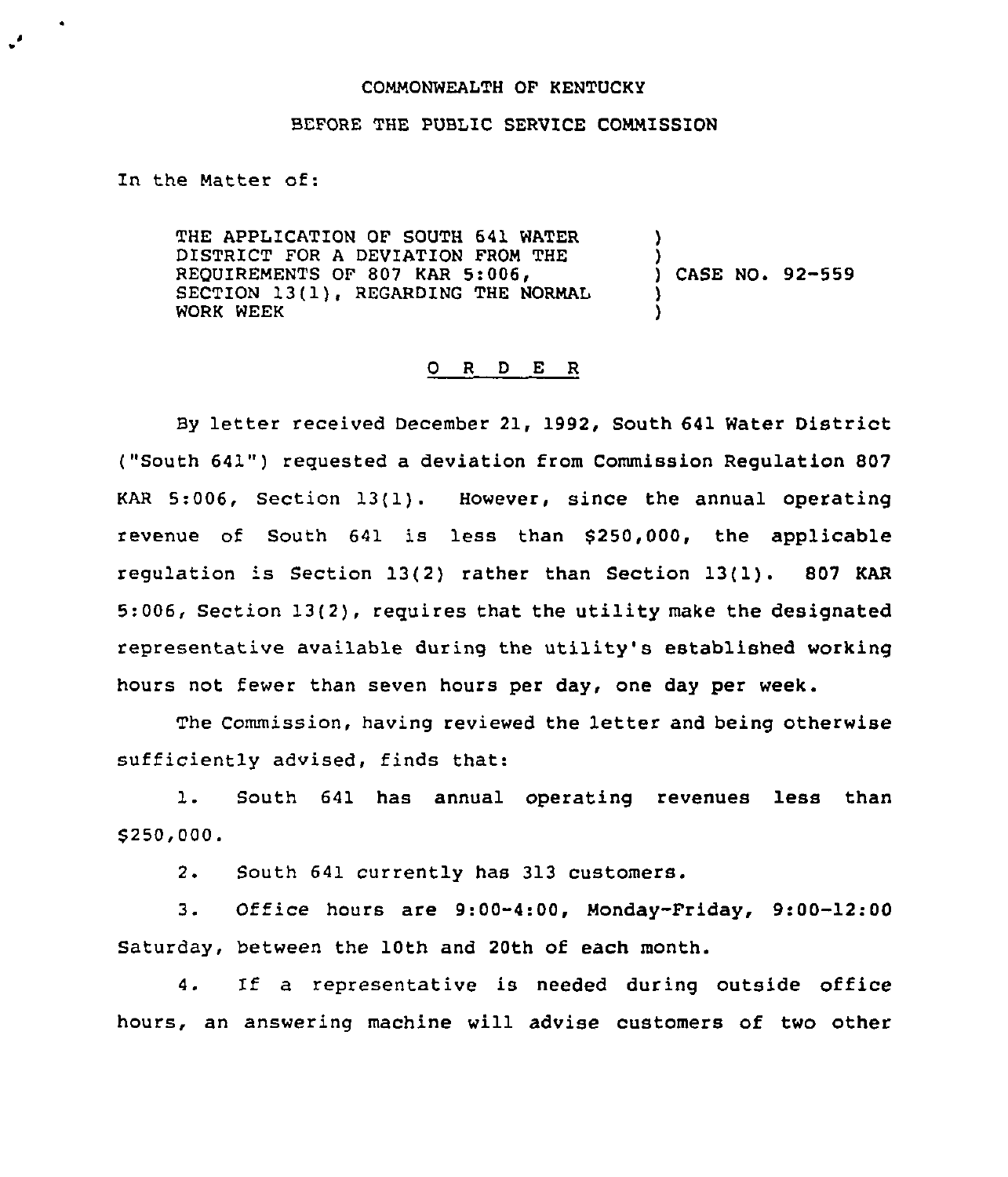COMMONWEALTH OF KENTUCKY

BEFORE THE PUBLIC SERVICE COMMISSION

In the Matter of:

THE APPLICATION OF SOUTH 641 WATER DISTRICT FOR A DEVIATION FROM THE REQUIREMENTS OF 807 KAR 5:006, SECTION 13(1), REGARDING THE NORMAL WORK WEEK ) CASE NO. 92-559

O R D E R

By letter received December 21, 1992, South 641 Water District ("South 641") requested a deviation from Commission Regulation 807 KAR 5:006, Section 13(1). However, since the annual operating revenue of South 641 is less than $250,000, the applicable regulation is Section 13(2) rather than Section 13(1). 807 KAR 5:006, Section 13(2), requires that the utility make the designated representative available during the utility's established working hours not fewer than seven hours per day, one day per week.

The Commission, having reviewed the letter and being otherwise sufficiently advised, finds that:

1. South 641 has annual operating revenues less than $250,000.

2. South 641 currently has 313 customers.

3. Office hours are 9:00-4:00, Monday-Friday, 9:00-12:00 Saturday, between the 10th and 20th of each month.

4. If a representative is needed during outside office hours, an answering machine will advise customers of two other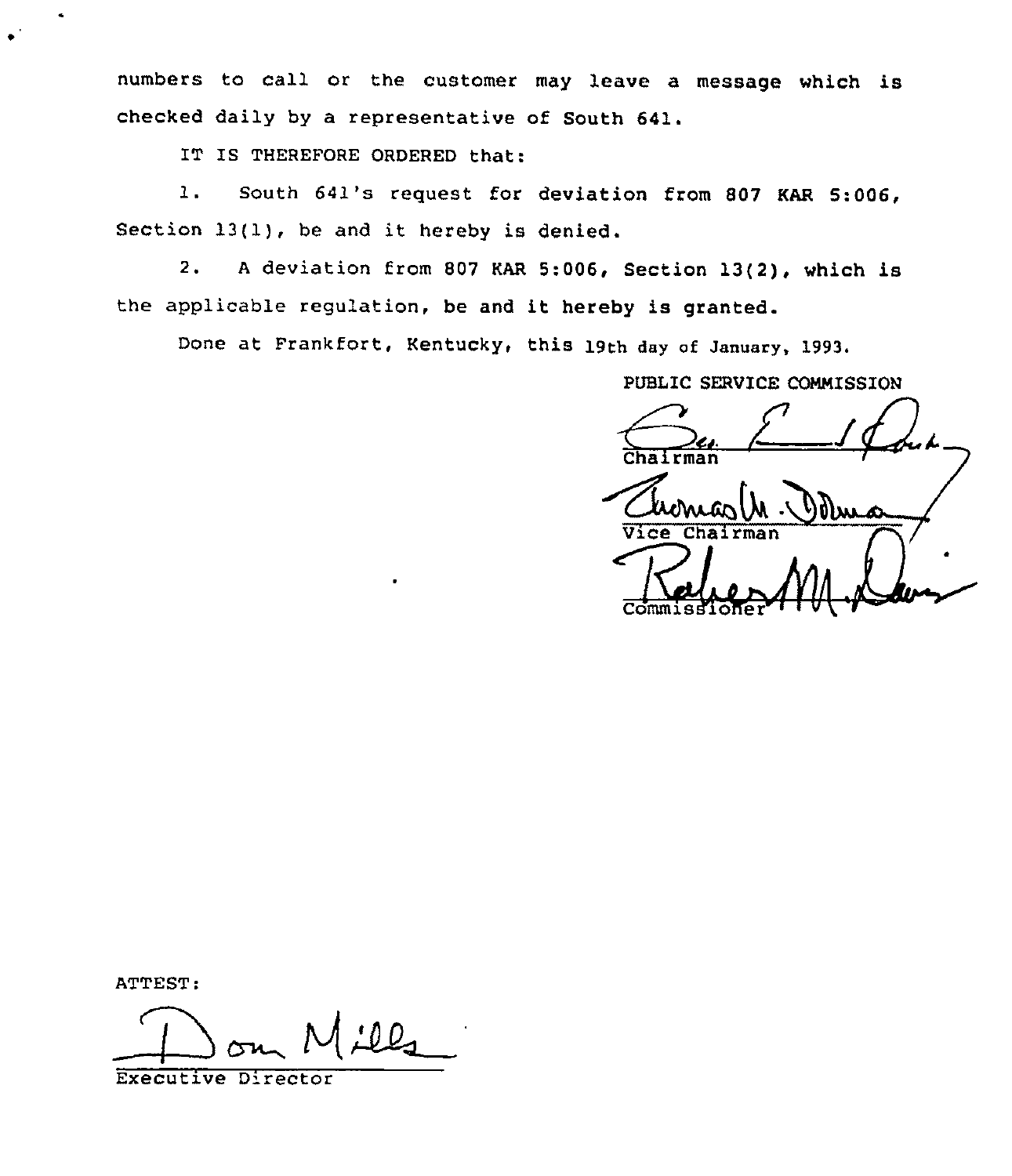numbers to call or the customer may leave a message which is checked daily by a representative of South 641.

IT IS THEREFORE ORDERED that:

1. South 641's request for deviation from 807 KAR 5:006, Section 13(1), be and it hereby is denied.

2. A deviation from 807 KAR 5:006, Section 13(2), which is the applicable regulation, be and it hereby is granted.

Done at Frankfort, Kentucky, this 19th day of January, 1993.

PUBLIC SERVICE COMMISSION

Chairman

Vice Chairman

Commissioner

ATTEST:

Executive Director